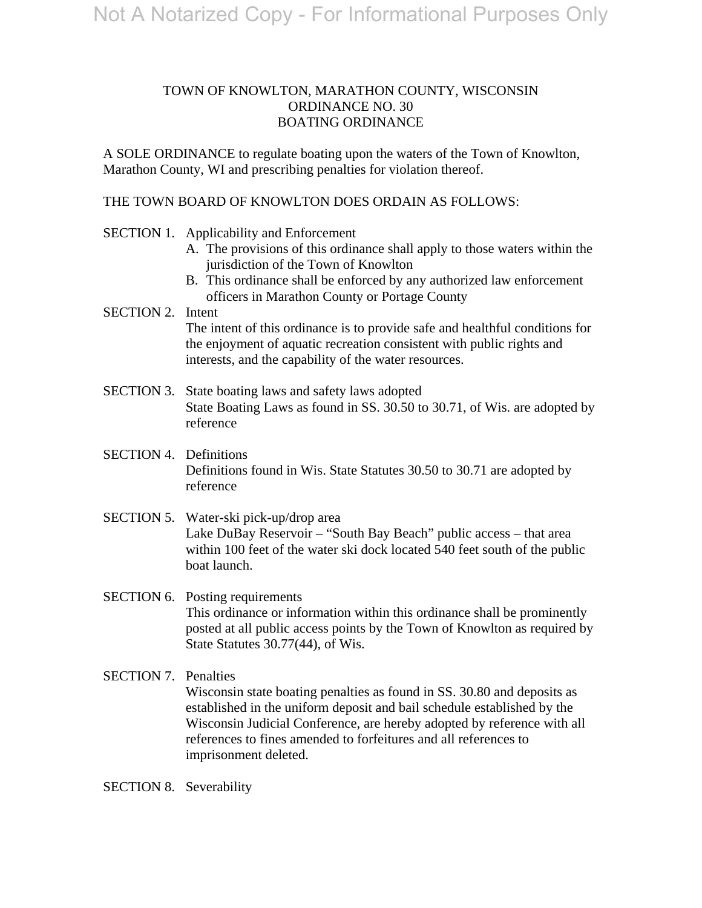Not A Notarized Copy - For Informational Purposes Only

TOWN OF KNOWLTON, MARATHON COUNTY, WISCONSIN
ORDINANCE NO. 30
BOATING ORDINANCE

A SOLE ORDINANCE to regulate boating upon the waters of the Town of Knowlton, Marathon County, WI and prescribing penalties for violation thereof.

THE TOWN BOARD OF KNOWLTON DOES ORDAIN AS FOLLOWS:

SECTION 1. Applicability and Enforcement

A. The provisions of this ordinance shall apply to those waters within the jurisdiction of the Town of Knowlton
B. This ordinance shall be enforced by any authorized law enforcement officers in Marathon County or Portage County

SECTION 2. Intent

The intent of this ordinance is to provide safe and healthful conditions for the enjoyment of aquatic recreation consistent with public rights and interests, and the capability of the water resources.

SECTION 3. State boating laws and safety laws adopted

State Boating Laws as found in SS. 30.50 to 30.71, of Wis. are adopted by reference

SECTION 4. Definitions

Definitions found in Wis. State Statutes 30.50 to 30.71 are adopted by reference

SECTION 5. Water-ski pick-up/drop area

Lake DuBay Reservoir – "South Bay Beach" public access – that area within 100 feet of the water ski dock located 540 feet south of the public boat launch.

SECTION 6. Posting requirements

This ordinance or information within this ordinance shall be prominently posted at all public access points by the Town of Knowlton as required by State Statutes 30.77(44), of Wis.

SECTION 7. Penalties

Wisconsin state boating penalties as found in SS. 30.80 and deposits as established in the uniform deposit and bail schedule established by the Wisconsin Judicial Conference, are hereby adopted by reference with all references to fines amended to forfeitures and all references to imprisonment deleted.

SECTION 8. Severability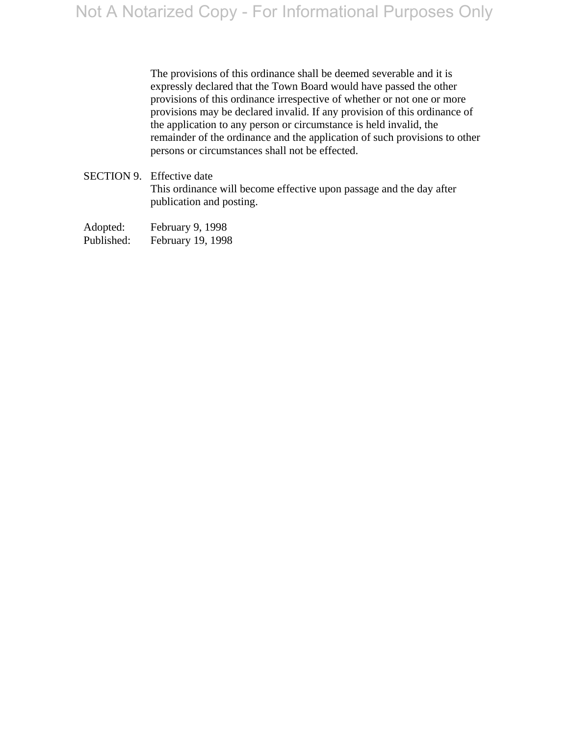The provisions of this ordinance shall be deemed severable and it is expressly declared that the Town Board would have passed the other provisions of this ordinance irrespective of whether or not one or more provisions may be declared invalid. If any provision of this ordinance of the application to any person or circumstance is held invalid, the remainder of the ordinance and the application of such provisions to other persons or circumstances shall not be effected.

SECTION 9. Effective date

This ordinance will become effective upon passage and the day after publication and posting.

Adopted: February 9, 1998
Published: February 19, 1998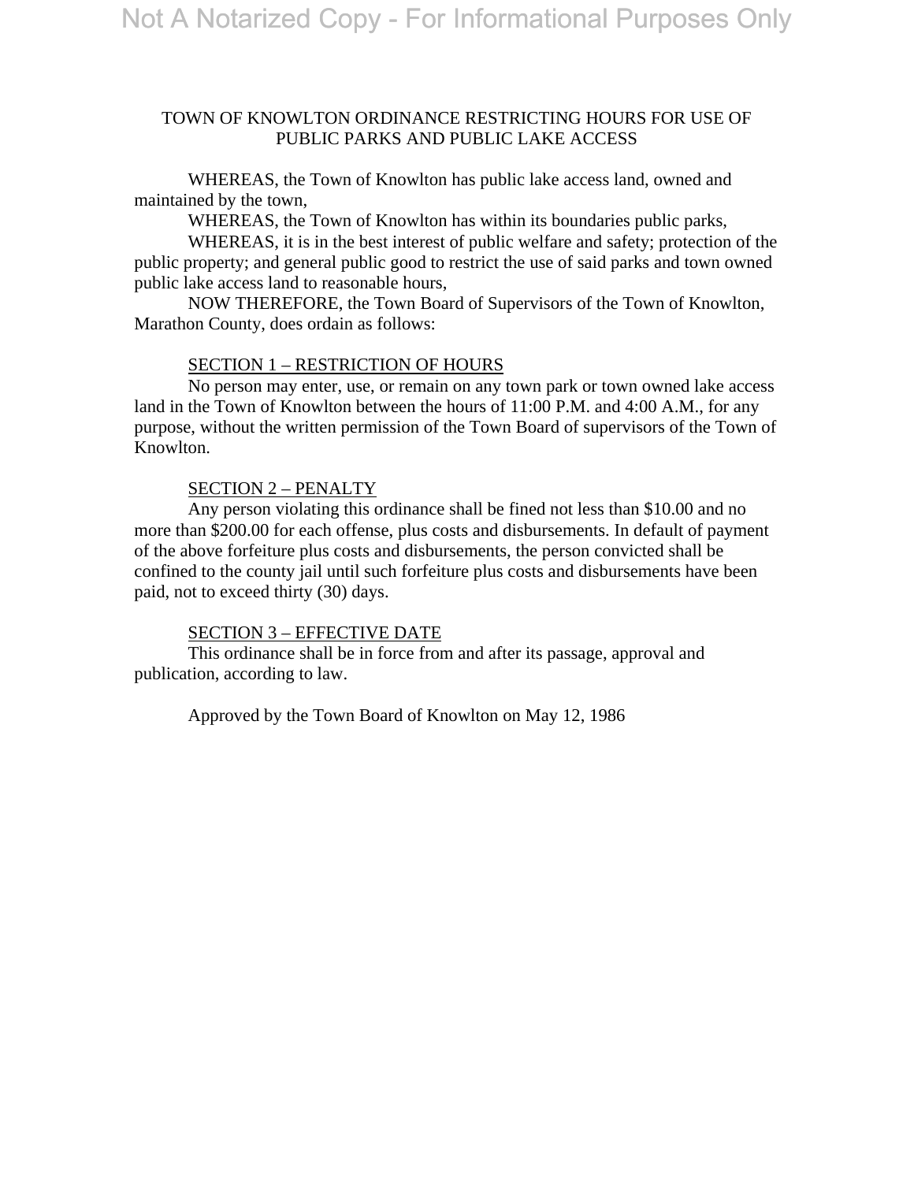Not A Notarized Copy - For Informational Purposes Only

# TOWN OF KNOWLTON ORDINANCE RESTRICTING HOURS FOR USE OF PUBLIC PARKS AND PUBLIC LAKE ACCESS

WHEREAS, the Town of Knowlton has public lake access land, owned and maintained by the town,

WHEREAS, the Town of Knowlton has within its boundaries public parks,

WHEREAS, it is in the best interest of public welfare and safety; protection of the public property; and general public good to restrict the use of said parks and town owned public lake access land to reasonable hours,

NOW THEREFORE, the Town Board of Supervisors of the Town of Knowlton, Marathon County, does ordain as follows:

## SECTION 1 – RESTRICTION OF HOURS

No person may enter, use, or remain on any town park or town owned lake access land in the Town of Knowlton between the hours of 11:00 P.M. and 4:00 A.M., for any purpose, without the written permission of the Town Board of supervisors of the Town of Knowlton.

## SECTION 2 – PENALTY

Any person violating this ordinance shall be fined not less than $10.00 and no more than $200.00 for each offense, plus costs and disbursements. In default of payment of the above forfeiture plus costs and disbursements, the person convicted shall be confined to the county jail until such forfeiture plus costs and disbursements have been paid, not to exceed thirty (30) days.

## SECTION 3 – EFFECTIVE DATE

This ordinance shall be in force from and after its passage, approval and publication, according to law.

Approved by the Town Board of Knowlton on May 12, 1986